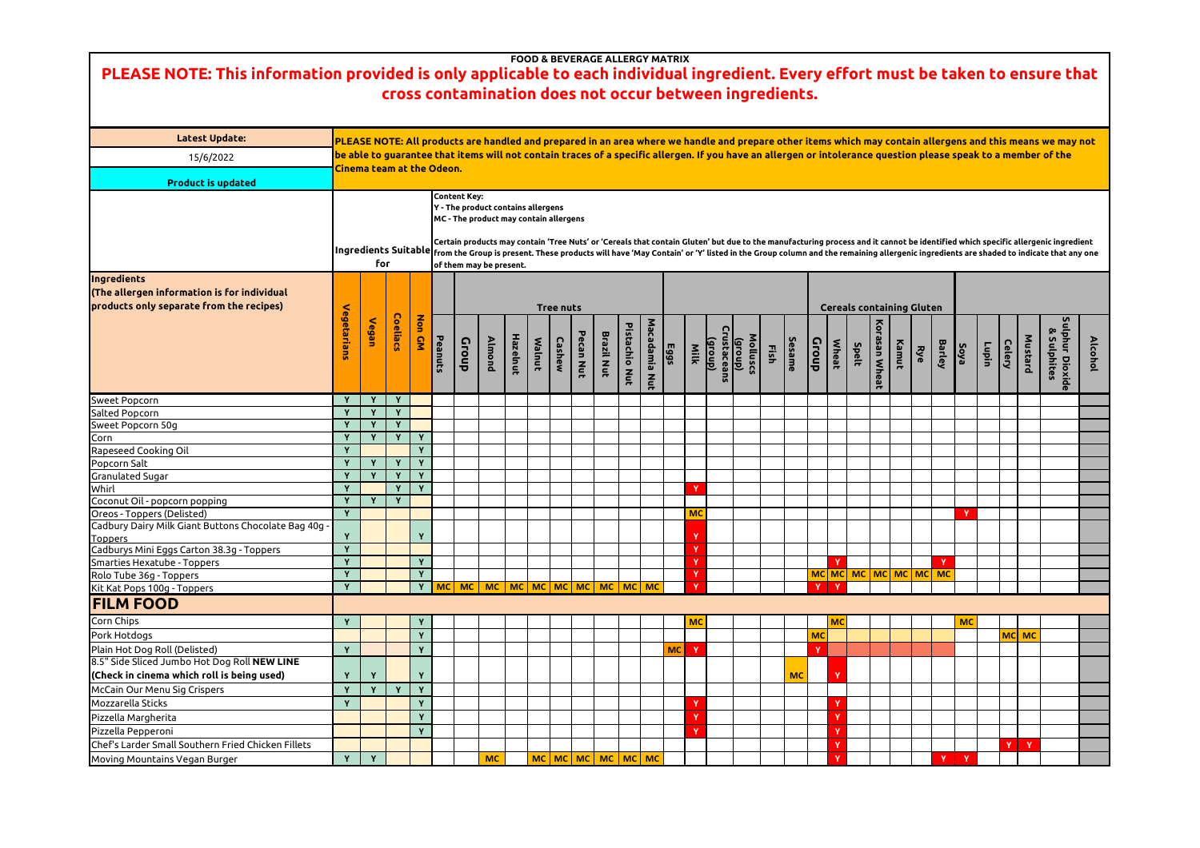**FOOD & BEVERAGE ALLERGY MATRIX**

# PLEASE NOTE: This information provided is only applicable to each individual ingredient. Every effort must be taken to ensure that cross contamination does not occur between ingredients.

**Latest Update:**

15/6/2022

**Product is updated**

**PLEASE NOTE: All products are handled and prepared in an area where we handle and prepare other items which may contain allergens and this means we may not be able to guarantee that items will not contain traces of a specific allergen. If you have an allergen or intolerance question please speak to a member of the Cinema team at the Odeon.**

**Content Key:**
**Y - The product contains allergens**
**MC - The product may contain allergens**

**Certain products may contain 'Tree Nuts' or 'Cereals that contain Gluten' but due to the manufacturing process and it cannot be identified which specific allergenic ingredient from the Group is present. These products will have 'May Contain' or 'Y' listed in the Group column and the remaining allergenic ingredients are shaded to indicate that any one of them may be present.**

| Ingredients (The allergen information is for individual products only separate from the recipes) | Ingredients Suitable for | | | | | Tree nuts | | | | | | | | | | | | | | | Cereals containing Gluten | | | | | | | | | | | | |
|---|---|---|---|---|---|---|---|---|---|---|---|---|---|---|---|---|---|---|---|---|---|---|---|---|---|---|---|---|---|---|---|---|---|
| | Vegetarians | Vegan | Coeliacs | Non GM | Peanuts | Group | Almond | Hazelnut | Walnut | Cashew | Pecan Nut | Brazil Nut | Pistachio Nut | Macadamia Nut | Eggs | Milk | Crustaceans (group) | Molluscs (group) | Fish | Sesame | Group | Wheat | Spelt | Korasan Wheat | Kamut | Rye | Barley | Soya | Lupin | Celery | Mustard | Sulphur Dioxide & Sulphites | Alcohol |
| Sweet Popcorn | Y | Y | Y | | | | | | | | | | | | | | | | | | | | | | | | | | | | | | |
| Salted Popcorn | Y | Y | Y | | | | | | | | | | | | | | | | | | | | | | | | | | | | | | |
| Sweet Popcorn 50g | Y | Y | Y | | | | | | | | | | | | | | | | | | | | | | | | | | | | | | |
| Corn | Y | Y | Y | Y | | | | | | | | | | | | | | | | | | | | | | | | | | | | | |
| Rapeseed Cooking Oil | Y | | | Y | | | | | | | | | | | | | | | | | | | | | | | | | | | | | |
| Popcorn Salt | Y | Y | Y | Y | | | | | | | | | | | | | | | | | | | | | | | | | | | | | |
| Granulated Sugar | Y | Y | Y | Y | | | | | | | | | | | | | | | | | | | | | | | | | | | | | |
| Whirl | Y | | Y | Y | | | | | | | | | | | | Y | | | | | | | | | | | | | | | | | |
| Coconut Oil - popcorn popping | Y | Y | Y | | | | | | | | | | | | | | | | | | | | | | | | | | | | | | |
| Oreos - Toppers (Delisted) | Y | | | | | | | | | | | | | | | MC | | | | | | | | | | | | Y | | | | | |
| Cadbury Dairy Milk Giant Buttons Chocolate Bag 40g - Toppers | Y | | | Y | | | | | | | | | | | | Y | | | | | | | | | | | | | | | | | |
| Cadburys Mini Eggs Carton 38.3g - Toppers | Y | | | | | | | | | | | | | | | Y | | | | | | | | | | | | | | | | | |
| Smarties Hexatube - Toppers | Y | | | Y | | | | | | | | | | | | Y | | | | | | Y | | | | | Y | | | | | | |
| Rolo Tube 36g - Toppers | Y | | | Y | | | | | | | | | | | | Y | | | | | MC | MC | MC | MC | MC | MC | MC | | | | | | |
| Kit Kat Pops 100g - Toppers | Y | | | Y | MC | MC | MC | MC | MC | MC | MC | MC | MC | MC | | Y | | | | | Y | Y | | | | | | | | | | | |
| **FILM FOOD** | | | | | | | | | | | | | | | | | | | | | | | | | | | | | | | | | |
| Corn Chips | Y | | | Y | | | | | | | | | | | | MC | | | | | | MC | | | | | | MC | | | | | |
| Pork Hotdogs | | | | Y | | | | | | | | | | | | | | | | | MC | | | | | | | | | MC | MC | | |
| Plain Hot Dog Roll (Delisted) | Y | | | Y | | | | | | | | | | | MC | Y | | | | | Y | | | | | | | | | | | | |
| 8.5" Side Sliced Jumbo Hot Dog Roll **NEW LINE (Check in cinema which roll is being used)** | Y | Y | | Y | | | | | | | | | | | | | | | | MC | | Y | | | | | | | | | | | |
| McCain Our Menu Sig Crispers | Y | Y | Y | Y | | | | | | | | | | | | | | | | | | | | | | | | | | | | | |
| Mozzarella Sticks | Y | | | Y | | | | | | | | | | | | Y | | | | | | Y | | | | | | | | | | | |
| Pizzella Margherita | | | | Y | | | | | | | | | | | | Y | | | | | | Y | | | | | | | | | | | |
| Pizzella Pepperoni | | | | Y | | | | | | | | | | | | Y | | | | | | Y | | | | | | | | | | | |
| Chef's Larder Small Southern Fried Chicken Fillets | | | | | | | | | | | | | | | | | | | | | | Y | | | | | | | | Y | Y | | |
| Moving Mountains Vegan Burger | Y | Y | | | | | MC | | MC | MC | MC | MC | MC | MC | | | | | | | | Y | | | | | Y | Y | | | | | |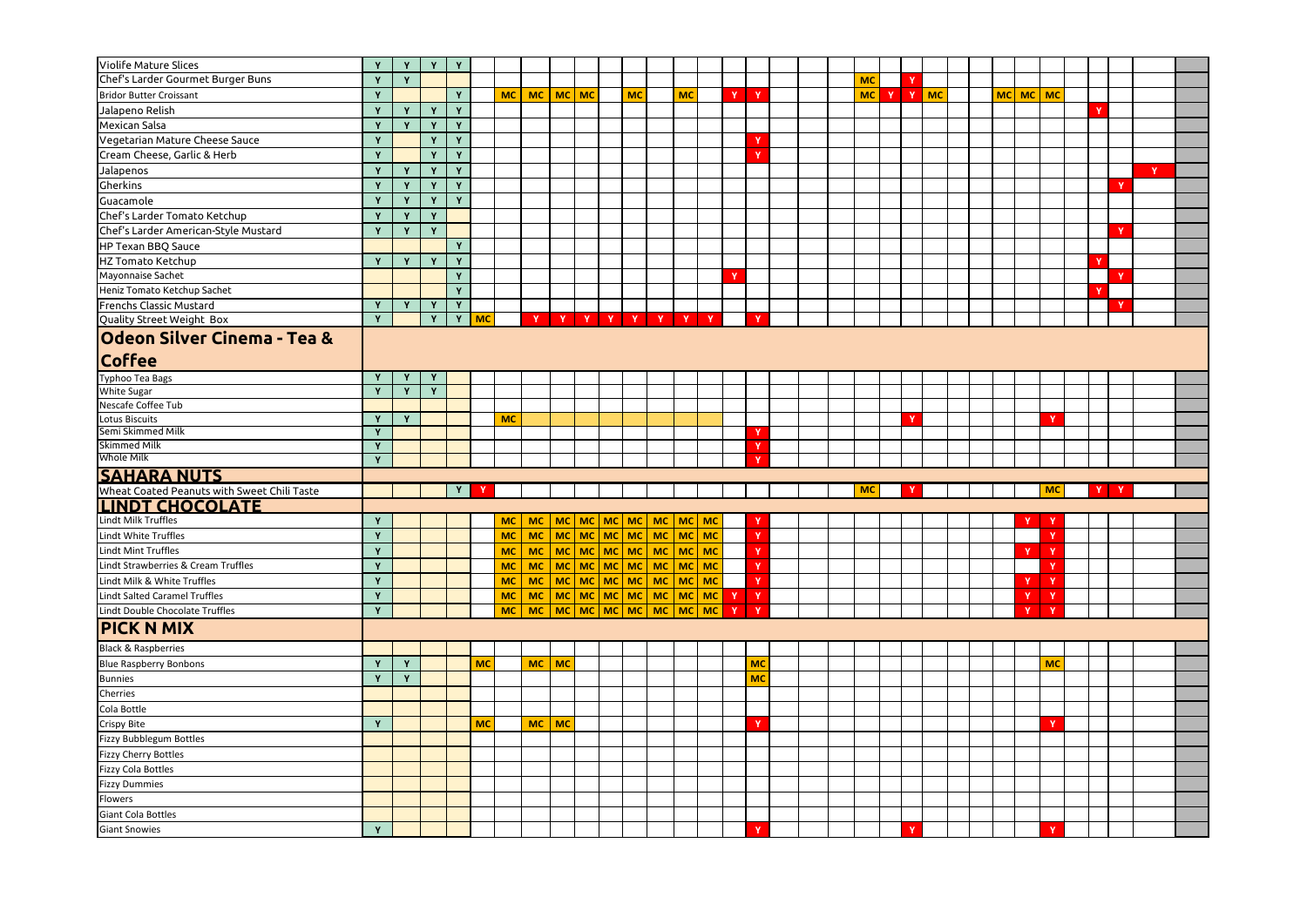| | | | | | | | | | | | | | | | | | | | | | | | | | | | | | | | | | |
|---|---|---|---|---|---|---|---|---|---|---|---|---|---|---|---|---|---|---|---|---|---|---|---|---|---|---|---|---|---|---|---|---|---|
| Violife Mature Slices | Y | Y | Y | Y | | | | | | | | | | | | | | | | | | | | | | | | | | | | | |
| Chef's Larder Gourmet Burger Buns | Y | Y | | | | | | | | | | | | | | | | | | MC | | Y | | | | | | | | | | | |
| Bridor Butter Croissant | Y | | | Y | | MC | MC | MC | MC | | MC | | MC | | Y | Y | | | | MC | Y | Y | MC | | | MC | MC | MC | | | | | |
| Jalapeno Relish | Y | Y | Y | Y | | | | | | | | | | | | | | | | | | | | | | | | | | Y | | | |
| Mexican Salsa | Y | Y | Y | Y | | | | | | | | | | | | | | | | | | | | | | | | | | | | | |
| Vegetarian Mature Cheese Sauce | Y | | Y | Y | | | | | | | | | | | | Y | | | | | | | | | | | | | | | | | |
| Cream Cheese, Garlic & Herb | Y | | Y | Y | | | | | | | | | | | | Y | | | | | | | | | | | | | | | | | |
| Jalapenos | Y | Y | Y | Y | | | | | | | | | | | | | | | | | | | | | | | | | | | | Y | |
| Gherkins | Y | Y | Y | Y | | | | | | | | | | | | | | | | | | | | | | | | | | | Y | | |
| Guacamole | Y | Y | Y | Y | | | | | | | | | | | | | | | | | | | | | | | | | | | | | |
| Chef's Larder Tomato Ketchup | Y | Y | Y | | | | | | | | | | | | | | | | | | | | | | | | | | | | | | |
| Chef's Larder American-Style Mustard | Y | Y | Y | | | | | | | | | | | | | | | | | | | | | | | | | | | | Y | | |
| HP Texan BBQ Sauce | | | | Y | | | | | | | | | | | | | | | | | | | | | | | | | | | | | |
| HZ Tomato Ketchup | Y | Y | Y | Y | | | | | | | | | | | | | | | | | | | | | | | | | | Y | | | |
| Mayonnaise Sachet | | | | Y | | | | | | | | | | | Y | | | | | | | | | | | | | | | | Y | | |
| Heniz Tomato Ketchup Sachet | | | | Y | | | | | | | | | | | | | | | | | | | | | | | | | | Y | | | |
| Frenchs Classic Mustard | Y | Y | Y | Y | | | | | | | | | | | | | | | | | | | | | | | | | | | Y | | |
| Quality Street Weight Box | Y | | Y | Y | MC | | Y | Y | Y | Y | Y | Y | Y | Y | | Y | | | | | | | | | | | | | | | | | |
| **Odeon Silver Cinema - Tea & Coffee** | | | | | | | | | | | | | | | | | | | | | | | | | | | | | | | | | |
| Typhoo Tea Bags | Y | Y | Y | | | | | | | | | | | | | | | | | | | | | | | | | | | | | | |
| White Sugar | Y | Y | Y | | | | | | | | | | | | | | | | | | | | | | | | | | | | | | |
| Nescafe Coffee Tub | | | | | | | | | | | | | | | | | | | | | | | | | | | | | | | | | |
| Lotus Biscuits | Y | Y | | | | MC | | | | | | | | | | | | | | | | Y | | | | | | Y | | | | | |
| Semi Skimmed Milk | Y | | | | | | | | | | | | | | | Y | | | | | | | | | | | | | | | | | |
| Skimmed Milk | Y | | | | | | | | | | | | | | | Y | | | | | | | | | | | | | | | | | |
| Whole Milk | Y | | | | | | | | | | | | | | | Y | | | | | | | | | | | | | | | | | |
| **SAHARA NUTS** | | | | | | | | | | | | | | | | | | | | | | | | | | | | | | | | | |
| Wheat Coated Peanuts with Sweet Chili Taste | | | | Y | Y | | | | | | | | | | | | | | | MC | | Y | | | | | | MC | | Y | Y | | |
| **LINDT CHOCOLATE** | | | | | | | | | | | | | | | | | | | | | | | | | | | | | | | | | |
| Lindt Milk Truffles | Y | | | | | MC | MC | MC | MC | MC | MC | MC | MC | MC | | Y | | | | | | | | | | | Y | Y | | | | | |
| Lindt White Truffles | Y | | | | | MC | MC | MC | MC | MC | MC | MC | MC | MC | | Y | | | | | | | | | | | | Y | | | | | |
| Lindt Mint Truffles | Y | | | | | MC | MC | MC | MC | MC | MC | MC | MC | MC | | Y | | | | | | | | | | | Y | Y | | | | | |
| Lindt Strawberries & Cream Truffles | Y | | | | | MC | MC | MC | MC | MC | MC | MC | MC | MC | | Y | | | | | | | | | | | | Y | | | | | |
| Lindt Milk & White Truffles | Y | | | | | MC | MC | MC | MC | MC | MC | MC | MC | MC | | Y | | | | | | | | | | | Y | Y | | | | | |
| Lindt Salted Caramel Truffles | Y | | | | | MC | MC | MC | MC | MC | MC | MC | MC | MC | Y | Y | | | | | | | | | | | Y | Y | | | | | |
| Lindt Double Chocolate Truffles | Y | | | | | MC | MC | MC | MC | MC | MC | MC | MC | MC | Y | Y | | | | | | | | | | | Y | Y | | | | | |
| **PICK N MIX** | | | | | | | | | | | | | | | | | | | | | | | | | | | | | | | | | |
| Black & Raspberries | | | | | | | | | | | | | | | | | | | | | | | | | | | | | | | | | |
| Blue Raspberry Bonbons | Y | Y | | | MC | | MC | MC | | | | | | | | MC | | | | | | | | | | | | MC | | | | | |
| Bunnies | Y | Y | | | | | | | | | | | | | | MC | | | | | | | | | | | | | | | | | |
| Cherries | | | | | | | | | | | | | | | | | | | | | | | | | | | | | | | | | |
| Cola Bottle | | | | | | | | | | | | | | | | | | | | | | | | | | | | | | | | | |
| Crispy Bite | Y | | | | MC | | MC | MC | | | | | | | | Y | | | | | | | | | | | | Y | | | | | |
| Fizzy Bubblegum Bottles | | | | | | | | | | | | | | | | | | | | | | | | | | | | | | | | | |
| Fizzy Cherry Bottles | | | | | | | | | | | | | | | | | | | | | | | | | | | | | | | | | |
| Fizzy Cola Bottles | | | | | | | | | | | | | | | | | | | | | | | | | | | | | | | | | |
| Fizzy Dummies | | | | | | | | | | | | | | | | | | | | | | | | | | | | | | | | | |
| Flowers | | | | | | | | | | | | | | | | | | | | | | | | | | | | | | | | | |
| Giant Cola Bottles | | | | | | | | | | | | | | | | | | | | | | | | | | | | | | | | | |
| Giant Snowies | Y | | | | | | | | | | | | | | | Y | | | | | | Y | | | | | | Y | | | | | |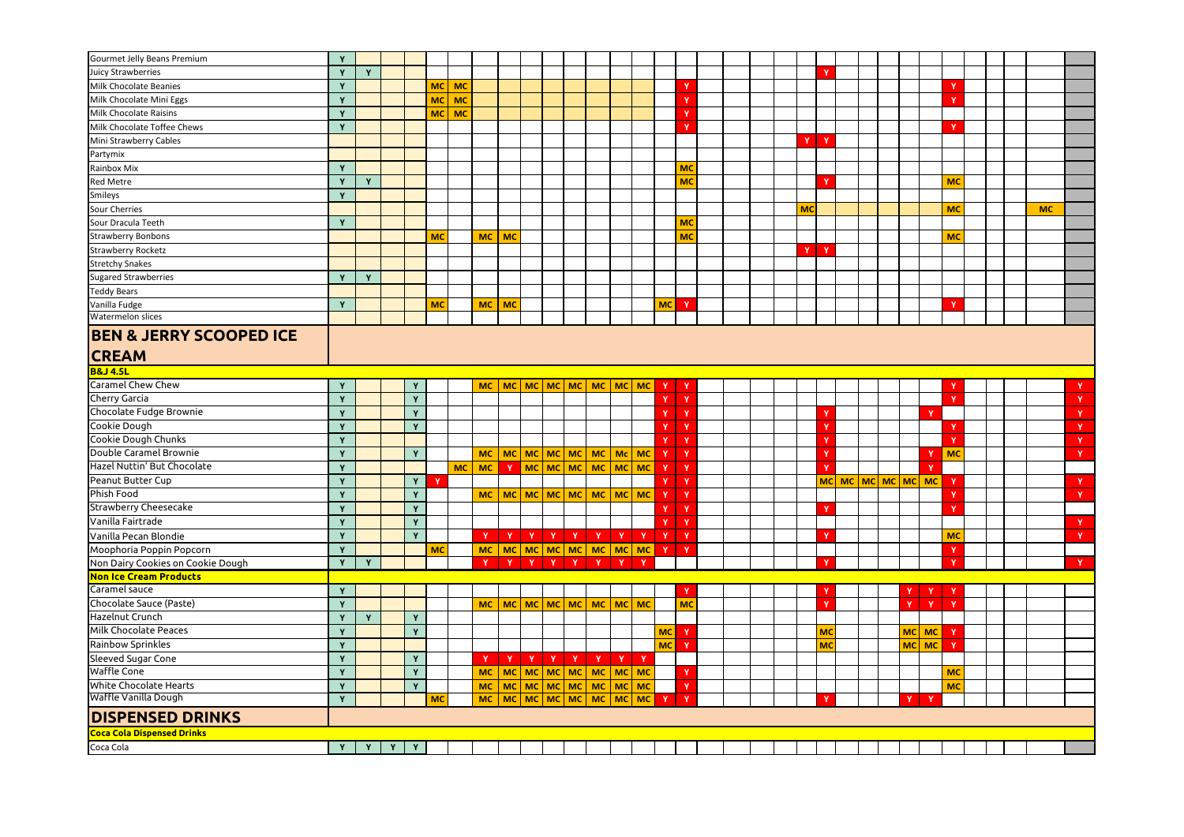| | | | | | | | | | | | | | | | | | | | | | | | | | | | | | | | | | |
|---|---|---|---|---|---|---|---|---|---|---|---|---|---|---|---|---|---|---|---|---|---|---|---|---|---|---|---|---|---|---|---|---|---|
| Gourmet Jelly Beans Premium | Y | | | | | | | | | | | | | | | | | | | | | | | | | | | | | | | | |
| Juicy Strawberries | Y | Y | | | | | | | | | | | | | | | | | | | | Y | | | | | | | | | | | |
| Milk Chocolate Beanies | Y | | | | MC | MC | | | | | | | | | | Y | | | | | | | | | | | | Y | | | | | |
| Milk Chocolate Mini Eggs | Y | | | | MC | MC | | | | | | | | | | Y | | | | | | | | | | | | Y | | | | | |
| Milk Chocolate Raisins | Y | | | | MC | MC | | | | | | | | | | Y | | | | | | | | | | | | | | | | | |
| Milk Chocolate Toffee Chews | Y | | | | | | | | | | | | | | | Y | | | | | | | | | | | | Y | | | | | |
| Mini Strawberry Cables | | | | | | | | | | | | | | | | | | | | | Y | Y | | | | | | | | | | | |
| Partymix | | | | | | | | | | | | | | | | | | | | | | | | | | | | | | | | | |
| Rainbox Mix | Y | | | | | | | | | | | | | | | MC | | | | | | | | | | | | | | | | | |
| Red Metre | Y | Y | | | | | | | | | | | | | | MC | | | | | | Y | | | | | | MC | | | | | |
| Smileys | Y | | | | | | | | | | | | | | | | | | | | | | | | | | | | | | | | |
| Sour Cherries | | | | | | | | | | | | | | | | | | | | | MC | | | | | | | MC | | | | MC | |
| Sour Dracula Teeth | Y | | | | | | | | | | | | | | | MC | | | | | | | | | | | | | | | | | |
| Strawberry Bonbons | | | | | MC | | MC | MC | | | | | | | | MC | | | | | | | | | | | | MC | | | | | |
| Strawberry Rocketz | | | | | | | | | | | | | | | | | | | | | Y | Y | | | | | | | | | | | |
| Stretchy Snakes | | | | | | | | | | | | | | | | | | | | | | | | | | | | | | | | | |
| Sugared Strawberries | Y | Y | | | | | | | | | | | | | | | | | | | | | | | | | | | | | | | |
| Teddy Bears | | | | | | | | | | | | | | | | | | | | | | | | | | | | | | | | | |
| Vanilla Fudge | Y | | | | MC | | MC | MC | | | | | | | MC | Y | | | | | | | | | | | | Y | | | | | |
| Watermelon slices | | | | | | | | | | | | | | | | | | | | | | | | | | | | | | | | | |
| **BEN & JERRY SCOOPED ICE CREAM** | | | | | | | | | | | | | | | | | | | | | | | | | | | | | | | | | |
| **B&J 4.5L** | | | | | | | | | | | | | | | | | | | | | | | | | | | | | | | | | |
| Caramel Chew Chew | Y | | | Y | | | MC | MC | MC | MC | MC | MC | MC | MC | Y | Y | | | | | | | | | | | | Y | | | | | Y |
| Cherry Garcia | Y | | | Y | | | | | | | | | | | Y | Y | | | | | | | | | | | | Y | | | | | Y |
| Chocolate Fudge Brownie | Y | | | Y | | | | | | | | | | | Y | Y | | | | | | Y | | | | | Y | | | | | | Y |
| Cookie Dough | Y | | | Y | | | | | | | | | | | Y | Y | | | | | | Y | | | | | | Y | | | | | Y |
| Cookie Dough Chunks | Y | | | | | | | | | | | | | | Y | Y | | | | | | Y | | | | | | Y | | | | | Y |
| Double Caramel Brownie | Y | | | Y | | | MC | MC | MC | MC | MC | MC | Mc | MC | Y | Y | | | | | | Y | | | | | Y | MC | | | | | Y |
| Hazel Nuttin' But Chocolate | Y | | | | | MC | MC | Y | MC | MC | MC | MC | MC | MC | Y | Y | | | | | | Y | | | | | Y | | | | | | |
| Peanut Butter Cup | Y | | | Y | Y | | | | | | | | | | Y | Y | | | | | | MC | MC | MC | MC | MC | MC | Y | | | | | Y |
| Phish Food | Y | | | Y | | | MC | MC | MC | MC | MC | MC | MC | MC | Y | Y | | | | | | | | | | | | Y | | | | | Y |
| Strawberry Cheesecake | Y | | | Y | | | | | | | | | | | Y | Y | | | | | | Y | | | | | | Y | | | | | |
| Vanilla Fairtrade | Y | | | Y | | | | | | | | | | | Y | Y | | | | | | | | | | | | | | | | | Y |
| Vanilla Pecan Blondie | Y | | | Y | | | Y | Y | Y | Y | Y | Y | Y | Y | Y | Y | | | | | | Y | | | | | | MC | | | | | Y |
| Moophoria Poppin Popcorn | Y | | | | MC | | MC | MC | MC | MC | MC | MC | MC | MC | Y | Y | | | | | | | | | | | | Y | | | | | |
| Non Dairy Cookies on Cookie Dough | Y | Y | | | | | Y | Y | Y | Y | Y | Y | Y | Y | | | | | | | | Y | | | | | | Y | | | | | Y |
| **Non Ice Cream Products** | | | | | | | | | | | | | | | | | | | | | | | | | | | | | | | | | |
| Caramel sauce | Y | | | | | | | | | | | | | | | Y | | | | | | Y | | | | Y | Y | Y | | | | | |
| Chocolate Sauce (Paste) | Y | | | | | | MC | MC | MC | MC | MC | MC | MC | MC | | MC | | | | | | Y | | | | Y | Y | Y | | | | | |
| Hazelnut Crunch | Y | Y | | Y | | | | | | | | | | | | | | | | | | | | | | | | | | | | | |
| Milk Chocolate Peaces | Y | | | Y | | | | | | | | | | | MC | Y | | | | | | MC | | | | MC | MC | Y | | | | | |
| Rainbow Sprinkles | Y | | | | | | | | | | | | | | MC | Y | | | | | | MC | | | | MC | MC | Y | | | | | |
| Sleeved Sugar Cone | Y | | | Y | | | Y | Y | Y | Y | Y | Y | Y | Y | | | | | | | | | | | | | | | | | | | |
| Waffle Cone | Y | | | Y | | | MC | MC | MC | MC | MC | MC | MC | MC | | Y | | | | | | | | | | | | MC | | | | | |
| White Chocolate Hearts | Y | | | Y | | | MC | MC | MC | MC | MC | MC | MC | MC | | Y | | | | | | | | | | | | MC | | | | | |
| Waffle Vanilla Dough | Y | | | | MC | | MC | MC | MC | MC | MC | MC | MC | MC | Y | Y | | | | | | Y | | | | Y | Y | | | | | | |
| **DISPENSED DRINKS** | | | | | | | | | | | | | | | | | | | | | | | | | | | | | | | | | |
| **Coca Cola Dispensed Drinks** | | | | | | | | | | | | | | | | | | | | | | | | | | | | | | | | | |
| Coca Cola | Y | Y | Y | Y | | | | | | | | | | | | | | | | | | | | | | | | | | | | | |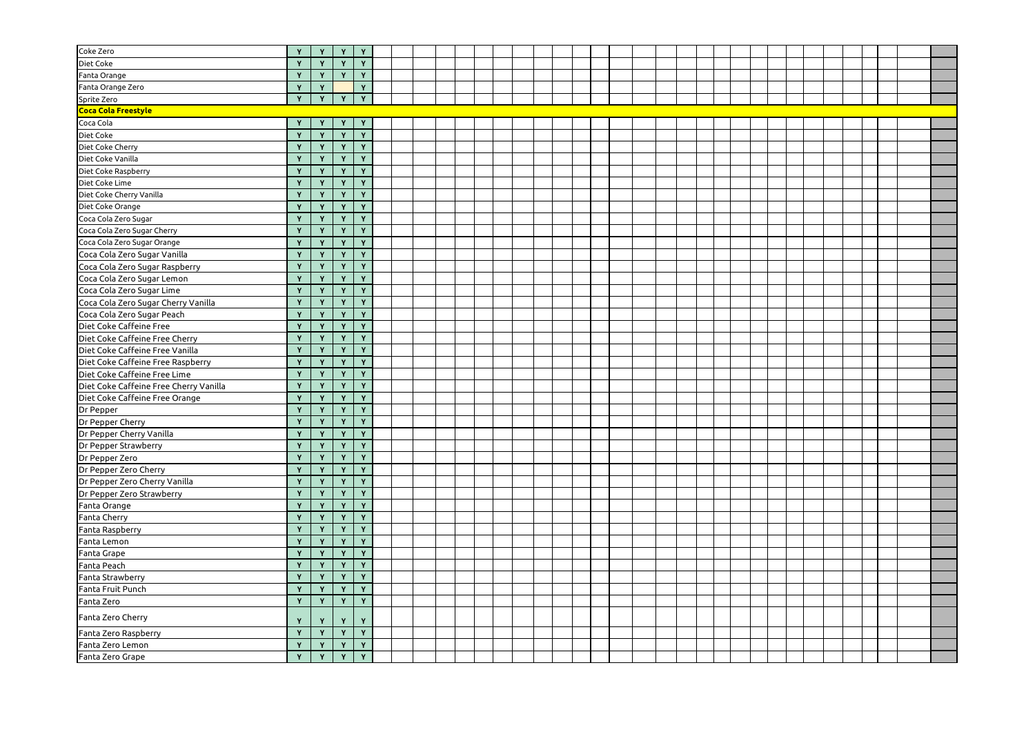| | | | | |
|---|---|---|---|---|
| Coke Zero | Y | Y | Y | Y |
| Diet Coke | Y | Y | Y | Y |
| Fanta Orange | Y | Y | Y | Y |
| Fanta Orange Zero | Y | Y | | Y |
| Sprite Zero | Y | Y | Y | Y |
| **Coca Cola Freestyle** | | | | |
| Coca Cola | Y | Y | Y | Y |
| Diet Coke | Y | Y | Y | Y |
| Diet Coke Cherry | Y | Y | Y | Y |
| Diet Coke Vanilla | Y | Y | Y | Y |
| Diet Coke Raspberry | Y | Y | Y | Y |
| Diet Coke Lime | Y | Y | Y | Y |
| Diet Coke Cherry Vanilla | Y | Y | Y | Y |
| Diet Coke Orange | Y | Y | Y | Y |
| Coca Cola Zero Sugar | Y | Y | Y | Y |
| Coca Cola Zero Sugar Cherry | Y | Y | Y | Y |
| Coca Cola Zero Sugar Orange | Y | Y | Y | Y |
| Coca Cola Zero Sugar Vanilla | Y | Y | Y | Y |
| Coca Cola Zero Sugar Raspberry | Y | Y | Y | Y |
| Coca Cola Zero Sugar Lemon | Y | Y | Y | Y |
| Coca Cola Zero Sugar Lime | Y | Y | Y | Y |
| Coca Cola Zero Sugar Cherry Vanilla | Y | Y | Y | Y |
| Coca Cola Zero Sugar Peach | Y | Y | Y | Y |
| Diet Coke Caffeine Free | Y | Y | Y | Y |
| Diet Coke Caffeine Free Cherry | Y | Y | Y | Y |
| Diet Coke Caffeine Free Vanilla | Y | Y | Y | Y |
| Diet Coke Caffeine Free Raspberry | Y | Y | Y | Y |
| Diet Coke Caffeine Free Lime | Y | Y | Y | Y |
| Diet Coke Caffeine Free Cherry Vanilla | Y | Y | Y | Y |
| Diet Coke Caffeine Free Orange | Y | Y | Y | Y |
| Dr Pepper | Y | Y | Y | Y |
| Dr Pepper Cherry | Y | Y | Y | Y |
| Dr Pepper Cherry Vanilla | Y | Y | Y | Y |
| Dr Pepper Strawberry | Y | Y | Y | Y |
| Dr Pepper Zero | Y | Y | Y | Y |
| Dr Pepper Zero Cherry | Y | Y | Y | Y |
| Dr Pepper Zero Cherry Vanilla | Y | Y | Y | Y |
| Dr Pepper Zero Strawberry | Y | Y | Y | Y |
| Fanta Orange | Y | Y | Y | Y |
| Fanta Cherry | Y | Y | Y | Y |
| Fanta Raspberry | Y | Y | Y | Y |
| Fanta Lemon | Y | Y | Y | Y |
| Fanta Grape | Y | Y | Y | Y |
| Fanta Peach | Y | Y | Y | Y |
| Fanta Strawberry | Y | Y | Y | Y |
| Fanta Fruit Punch | Y | Y | Y | Y |
| Fanta Zero | Y | Y | Y | Y |
| Fanta Zero Cherry | Y | Y | Y | Y |
| Fanta Zero Raspberry | Y | Y | Y | Y |
| Fanta Zero Lemon | Y | Y | Y | Y |
| Fanta Zero Grape | Y | Y | Y | Y |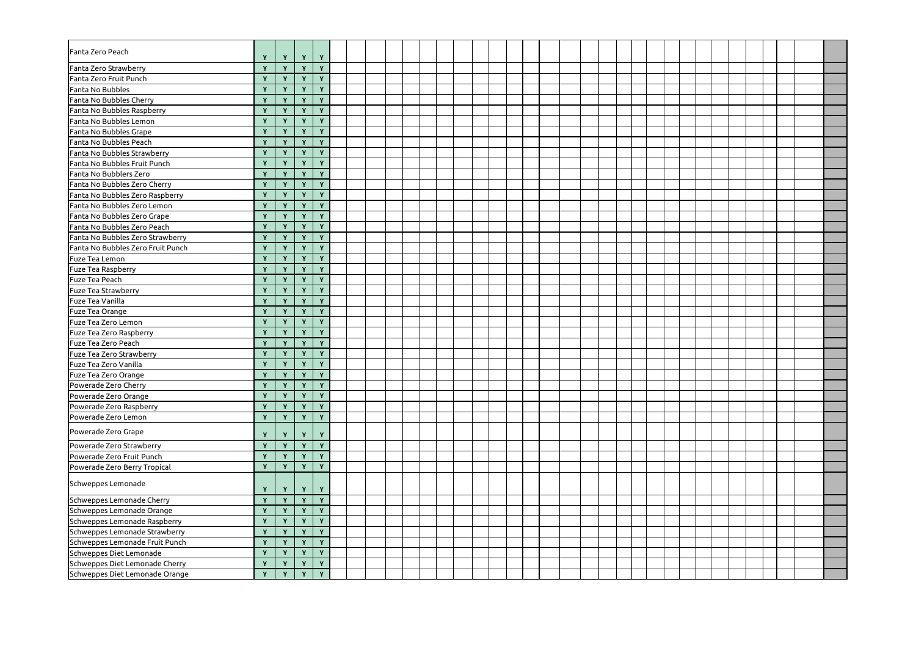| | | | | | | | | | | | | | | | | | | | | | | | | | | | | | | | | | |
|---|---|---|---|---|---|---|---|---|---|---|---|---|---|---|---|---|---|---|---|---|---|---|---|---|---|---|---|---|---|---|---|---|---|
| Fanta Zero Peach | Y | Y | Y | Y | | | | | | | | | | | | | | | | | | | | | | | | | | | | | |
| Fanta Zero Strawberry | Y | Y | Y | Y | | | | | | | | | | | | | | | | | | | | | | | | | | | | | |
| Fanta Zero Fruit Punch | Y | Y | Y | Y | | | | | | | | | | | | | | | | | | | | | | | | | | | | | |
| Fanta No Bubbles | Y | Y | Y | Y | | | | | | | | | | | | | | | | | | | | | | | | | | | | | |
| Fanta No Bubbles Cherry | Y | Y | Y | Y | | | | | | | | | | | | | | | | | | | | | | | | | | | | | |
| Fanta No Bubbles Raspberry | Y | Y | Y | Y | | | | | | | | | | | | | | | | | | | | | | | | | | | | | |
| Fanta No Bubbles Lemon | Y | Y | Y | Y | | | | | | | | | | | | | | | | | | | | | | | | | | | | | |
| Fanta No Bubbles Grape | Y | Y | Y | Y | | | | | | | | | | | | | | | | | | | | | | | | | | | | | |
| Fanta No Bubbles Peach | Y | Y | Y | Y | | | | | | | | | | | | | | | | | | | | | | | | | | | | | |
| Fanta No Bubbles Strawberry | Y | Y | Y | Y | | | | | | | | | | | | | | | | | | | | | | | | | | | | | |
| Fanta No Bubbles Fruit Punch | Y | Y | Y | Y | | | | | | | | | | | | | | | | | | | | | | | | | | | | | |
| Fanta No Bubblers Zero | Y | Y | Y | Y | | | | | | | | | | | | | | | | | | | | | | | | | | | | | |
| Fanta No Bubbles Zero Cherry | Y | Y | Y | Y | | | | | | | | | | | | | | | | | | | | | | | | | | | | | |
| Fanta No Bubbles Zero Raspberry | Y | Y | Y | Y | | | | | | | | | | | | | | | | | | | | | | | | | | | | | |
| Fanta No Bubbles Zero Lemon | Y | Y | Y | Y | | | | | | | | | | | | | | | | | | | | | | | | | | | | | |
| Fanta No Bubbles Zero Grape | Y | Y | Y | Y | | | | | | | | | | | | | | | | | | | | | | | | | | | | | |
| Fanta No Bubbles Zero Peach | Y | Y | Y | Y | | | | | | | | | | | | | | | | | | | | | | | | | | | | | |
| Fanta No Bubbles Zero Strawberry | Y | Y | Y | Y | | | | | | | | | | | | | | | | | | | | | | | | | | | | | |
| Fanta No Bubbles Zero Fruit Punch | Y | Y | Y | Y | | | | | | | | | | | | | | | | | | | | | | | | | | | | | |
| Fuze Tea Lemon | Y | Y | Y | Y | | | | | | | | | | | | | | | | | | | | | | | | | | | | | |
| Fuze Tea Raspberry | Y | Y | Y | Y | | | | | | | | | | | | | | | | | | | | | | | | | | | | | |
| Fuze Tea Peach | Y | Y | Y | Y | | | | | | | | | | | | | | | | | | | | | | | | | | | | | |
| Fuze Tea Strawberry | Y | Y | Y | Y | | | | | | | | | | | | | | | | | | | | | | | | | | | | | |
| Fuze Tea Vanilla | Y | Y | Y | Y | | | | | | | | | | | | | | | | | | | | | | | | | | | | | |
| Fuze Tea Orange | Y | Y | Y | Y | | | | | | | | | | | | | | | | | | | | | | | | | | | | | |
| Fuze Tea Zero Lemon | Y | Y | Y | Y | | | | | | | | | | | | | | | | | | | | | | | | | | | | | |
| Fuze Tea Zero Raspberry | Y | Y | Y | Y | | | | | | | | | | | | | | | | | | | | | | | | | | | | | |
| Fuze Tea Zero Peach | Y | Y | Y | Y | | | | | | | | | | | | | | | | | | | | | | | | | | | | | |
| Fuze Tea Zero Strawberry | Y | Y | Y | Y | | | | | | | | | | | | | | | | | | | | | | | | | | | | | |
| Fuze Tea Zero Vanilla | Y | Y | Y | Y | | | | | | | | | | | | | | | | | | | | | | | | | | | | | |
| Fuze Tea Zero Orange | Y | Y | Y | Y | | | | | | | | | | | | | | | | | | | | | | | | | | | | | |
| Powerade Zero Cherry | Y | Y | Y | Y | | | | | | | | | | | | | | | | | | | | | | | | | | | | | |
| Powerade Zero Orange | Y | Y | Y | Y | | | | | | | | | | | | | | | | | | | | | | | | | | | | | |
| Powerade Zero Raspberry | Y | Y | Y | Y | | | | | | | | | | | | | | | | | | | | | | | | | | | | | |
| Powerade Zero Lemon | Y | Y | Y | Y | | | | | | | | | | | | | | | | | | | | | | | | | | | | | |
| Powerade Zero Grape | Y | Y | Y | Y | | | | | | | | | | | | | | | | | | | | | | | | | | | | | |
| Powerade Zero Strawberry | Y | Y | Y | Y | | | | | | | | | | | | | | | | | | | | | | | | | | | | | |
| Powerade Zero Fruit Punch | Y | Y | Y | Y | | | | | | | | | | | | | | | | | | | | | | | | | | | | | |
| Powerade Zero Berry Tropical | Y | Y | Y | Y | | | | | | | | | | | | | | | | | | | | | | | | | | | | | |
| Schweppes Lemonade | Y | Y | Y | Y | | | | | | | | | | | | | | | | | | | | | | | | | | | | | |
| Schweppes Lemonade Cherry | Y | Y | Y | Y | | | | | | | | | | | | | | | | | | | | | | | | | | | | | |
| Schweppes Lemonade Orange | Y | Y | Y | Y | | | | | | | | | | | | | | | | | | | | | | | | | | | | | |
| Schweppes Lemonade Raspberry | Y | Y | Y | Y | | | | | | | | | | | | | | | | | | | | | | | | | | | | | |
| Schweppes Lemonade Strawberry | Y | Y | Y | Y | | | | | | | | | | | | | | | | | | | | | | | | | | | | | |
| Schweppes Lemonade Fruit Punch | Y | Y | Y | Y | | | | | | | | | | | | | | | | | | | | | | | | | | | | | |
| Schweppes Diet Lemonade | Y | Y | Y | Y | | | | | | | | | | | | | | | | | | | | | | | | | | | | | |
| Schweppes Diet Lemonade Cherry | Y | Y | Y | Y | | | | | | | | | | | | | | | | | | | | | | | | | | | | | |
| Schweppes Diet Lemonade Orange | Y | Y | Y | Y | | | | | | | | | | | | | | | | | | | | | | | | | | | | | |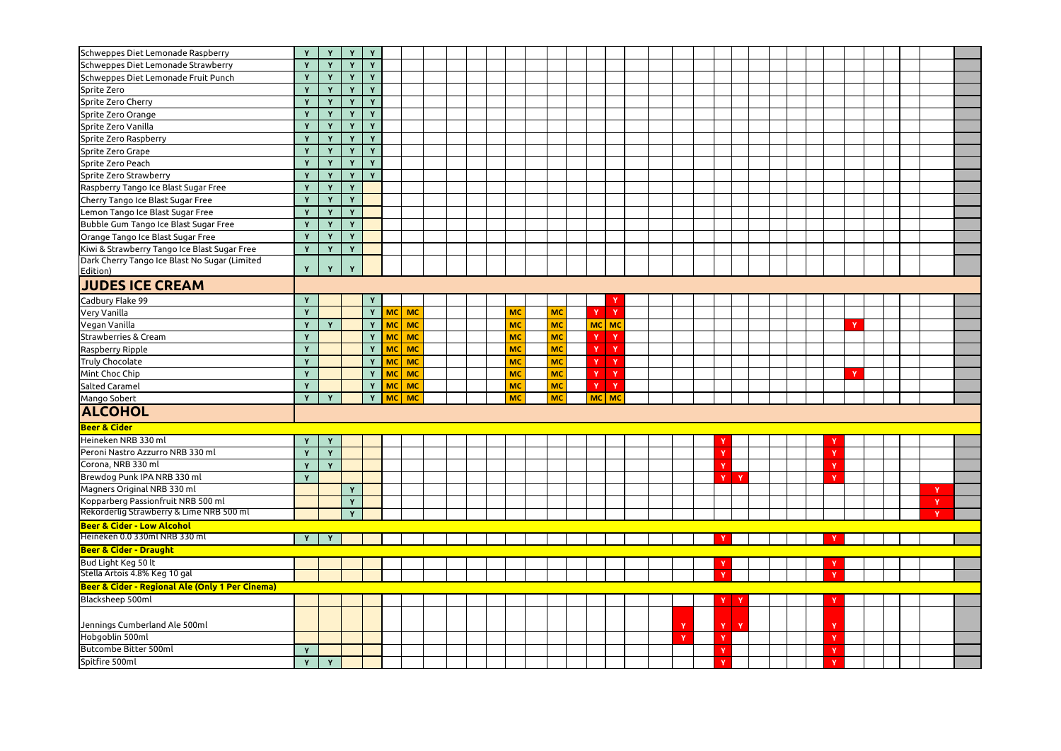| | | | | | | | | | | | | | | | | | | | | | | | | | | | | | | | | | |
|---|---|---|---|---|---|---|---|---|---|---|---|---|---|---|---|---|---|---|---|---|---|---|---|---|---|---|---|---|---|---|---|---|---|
| Schweppes Diet Lemonade Raspberry | Y | Y | Y | Y | | | | | | | | | | | | | | | | | | | | | | | | | | | | | |
| Schweppes Diet Lemonade Strawberry | Y | Y | Y | Y | | | | | | | | | | | | | | | | | | | | | | | | | | | | | |
| Schweppes Diet Lemonade Fruit Punch | Y | Y | Y | Y | | | | | | | | | | | | | | | | | | | | | | | | | | | | | |
| Sprite Zero | Y | Y | Y | Y | | | | | | | | | | | | | | | | | | | | | | | | | | | | | |
| Sprite Zero Cherry | Y | Y | Y | Y | | | | | | | | | | | | | | | | | | | | | | | | | | | | | |
| Sprite Zero Orange | Y | Y | Y | Y | | | | | | | | | | | | | | | | | | | | | | | | | | | | | |
| Sprite Zero Vanilla | Y | Y | Y | Y | | | | | | | | | | | | | | | | | | | | | | | | | | | | | |
| Sprite Zero Raspberry | Y | Y | Y | Y | | | | | | | | | | | | | | | | | | | | | | | | | | | | | |
| Sprite Zero Grape | Y | Y | Y | Y | | | | | | | | | | | | | | | | | | | | | | | | | | | | | |
| Sprite Zero Peach | Y | Y | Y | Y | | | | | | | | | | | | | | | | | | | | | | | | | | | | | |
| Sprite Zero Strawberry | Y | Y | Y | Y | | | | | | | | | | | | | | | | | | | | | | | | | | | | | |
| Raspberry Tango Ice Blast Sugar Free | Y | Y | Y | | | | | | | | | | | | | | | | | | | | | | | | | | | | | | |
| Cherry Tango Ice Blast Sugar Free | Y | Y | Y | | | | | | | | | | | | | | | | | | | | | | | | | | | | | | |
| Lemon Tango Ice Blast Sugar Free | Y | Y | Y | | | | | | | | | | | | | | | | | | | | | | | | | | | | | | |
| Bubble Gum Tango Ice Blast Sugar Free | Y | Y | Y | | | | | | | | | | | | | | | | | | | | | | | | | | | | | | |
| Orange Tango Ice Blast Sugar Free | Y | Y | Y | | | | | | | | | | | | | | | | | | | | | | | | | | | | | | |
| Kiwi & Strawberry Tango Ice Blast Sugar Free | Y | Y | Y | | | | | | | | | | | | | | | | | | | | | | | | | | | | | | |
| Dark Cherry Tango Ice Blast No Sugar (Limited Edition) | Y | Y | Y | | | | | | | | | | | | | | | | | | | | | | | | | | | | | | |
| **JUDES ICE CREAM** | | | | | | | | | | | | | | | | | | | | | | | | | | | | | | | | | |
| Cadbury Flake 99 | Y | | | Y | | | | | | | | | | | | Y | | | | | | | | | | | | | | | | | |
| Very Vanilla | Y | | | Y | MC | MC | | | | | MC | | MC | | Y | Y | | | | | | | | | | | | | | | | | |
| Vegan Vanilla | Y | Y | | Y | MC | MC | | | | | MC | | MC | | MC | MC | | | | | | | | | | | | Y | | | | | |
| Strawberries & Cream | Y | | | Y | MC | MC | | | | | MC | | MC | | Y | Y | | | | | | | | | | | | | | | | | |
| Raspberry Ripple | Y | | | Y | MC | MC | | | | | MC | | MC | | Y | Y | | | | | | | | | | | | | | | | | |
| Truly Chocolate | Y | | | Y | MC | MC | | | | | MC | | MC | | Y | Y | | | | | | | | | | | | | | | | | |
| Mint Choc Chip | Y | | | Y | MC | MC | | | | | MC | | MC | | Y | Y | | | | | | | | | | | | Y | | | | | |
| Salted Caramel | Y | | | Y | MC | MC | | | | | MC | | MC | | Y | Y | | | | | | | | | | | | | | | | | |
| Mango Sobert | Y | Y | | Y | MC | MC | | | | | MC | | MC | | MC | MC | | | | | | | | | | | | | | | | | |
| **ALCOHOL** | | | | | | | | | | | | | | | | | | | | | | | | | | | | | | | | | |
| **Beer & Cider** | | | | | | | | | | | | | | | | | | | | | | | | | | | | | | | | | |
| Heineken NRB 330 ml | Y | Y | | | | | | | | | | | | | | | | | | | Y | | | | | | Y | | | | | | |
| Peroni Nastro Azzurro NRB 330 ml | Y | Y | | | | | | | | | | | | | | | | | | | Y | | | | | | Y | | | | | | |
| Corona, NRB 330 ml | Y | Y | | | | | | | | | | | | | | | | | | | Y | | | | | | Y | | | | | | |
| Brewdog Punk IPA NRB 330 ml | Y | | | | | | | | | | | | | | | | | | | | Y | Y | | | | | Y | | | | | | |
| Magners Original NRB 330 ml | | | Y | | | | | | | | | | | | | | | | | | | | | | | | | | | | | Y | |
| Kopparberg Passionfruit NRB 500 ml | | | Y | | | | | | | | | | | | | | | | | | | | | | | | | | | | | Y | |
| Rekorderlig Strawberry & Lime NRB 500 ml | | | Y | | | | | | | | | | | | | | | | | | | | | | | | | | | | | Y | |
| **Beer & Cider - Low Alcohol** | | | | | | | | | | | | | | | | | | | | | | | | | | | | | | | | | |
| Heineken 0.0 330ml NRB 330 ml | Y | Y | | | | | | | | | | | | | | | | | | | Y | | | | | | Y | | | | | | |
| **Beer & Cider - Draught** | | | | | | | | | | | | | | | | | | | | | | | | | | | | | | | | | |
| Bud Light Keg 50 lt | | | | | | | | | | | | | | | | | | | | | Y | | | | | | Y | | | | | | |
| Stella Artois 4.8% Keg 10 gal | | | | | | | | | | | | | | | | | | | | | Y | | | | | | Y | | | | | | |
| **Beer & Cider - Regional Ale (Only 1 Per Cinema)** | | | | | | | | | | | | | | | | | | | | | | | | | | | | | | | | | |
| Blacksheep 500ml | | | | | | | | | | | | | | | | | | | | | Y | Y | | | | | Y | | | | | | |
| Jennings Cumberland Ale 500ml | | | | | | | | | | | | | | | | | | | Y | | Y | Y | | | | | Y | | | | | | |
| Hobgoblin 500ml | | | | | | | | | | | | | | | | | | | Y | | Y | | | | | | Y | | | | | | |
| Butcombe Bitter 500ml | Y | | | | | | | | | | | | | | | | | | | | Y | | | | | | Y | | | | | | |
| Spitfire 500ml | Y | Y | | | | | | | | | | | | | | | | | | | Y | | | | | | Y | | | | | | |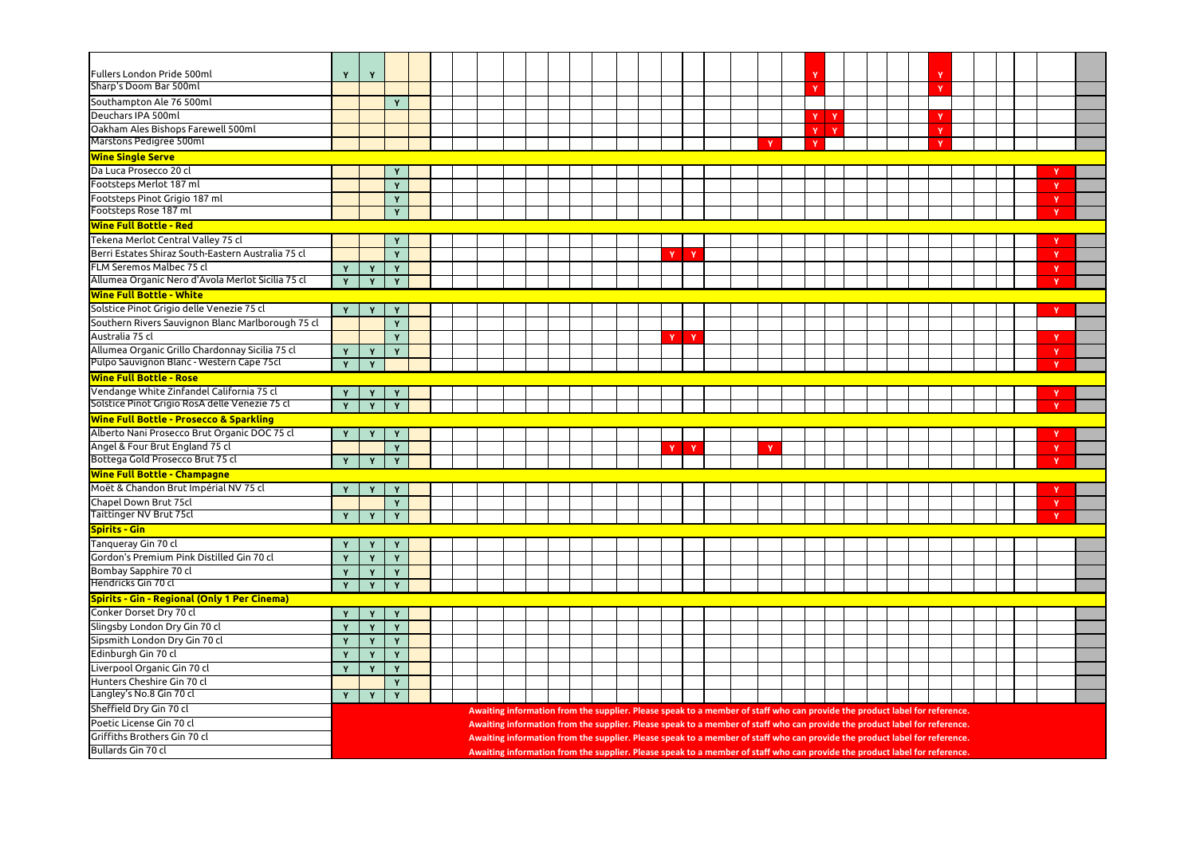| | | | | | | | | | | | | | | | | | | | | | | | | | | | | | | | | | |
|---|---|---|---|---|---|---|---|---|---|---|---|---|---|---|---|---|---|---|---|---|---|---|---|---|---|---|---|---|---|---|---|---|---|
| Fullers London Pride 500ml | Y | Y | | | | | | | | | | | | | | | | | | | Y | | | | | | Y | | | | | | |
| Sharp's Doom Bar 500ml | | | | | | | | | | | | | | | | | | | | | Y | | | | | | Y | | | | | | |
| Southampton Ale 76 500ml | | | Y | | | | | | | | | | | | | | | | | | | | | | | | | | | | | | |
| Deuchars IPA 500ml | | | | | | | | | | | | | | | | | | | | | Y | Y | | | | | Y | | | | | | |
| Oakham Ales Bishops Farewell 500ml | | | | | | | | | | | | | | | | | | | | | Y | Y | | | | | Y | | | | | | |
| Marstons Pedigree 500ml | | | | | | | | | | | | | | | | | | | Y | | Y | | | | | | Y | | | | | | |
| **Wine Single Serve** | | | | | | | | | | | | | | | | | | | | | | | | | | | | | | | | | |
| Da Luca Prosecco 20 cl | | | Y | | | | | | | | | | | | | | | | | | | | | | | | | | | | | Y | |
| Footsteps Merlot 187 ml | | | Y | | | | | | | | | | | | | | | | | | | | | | | | | | | | | Y | |
| Footsteps Pinot Grigio 187 ml | | | Y | | | | | | | | | | | | | | | | | | | | | | | | | | | | | Y | |
| Footsteps Rose 187 ml | | | Y | | | | | | | | | | | | | | | | | | | | | | | | | | | | | Y | |
| **Wine Full Bottle - Red** | | | | | | | | | | | | | | | | | | | | | | | | | | | | | | | | | |
| Tekena Merlot Central Valley 75 cl | | | Y | | | | | | | | | | | | | | | | | | | | | | | | | | | | | Y | |
| Berri Estates Shiraz South-Eastern Australia 75 cl | | | Y | | | | | | | | | | | | Y | Y | | | | | | | | | | | | | | | | Y | |
| FLM Seremos Malbec 75 cl | Y | Y | Y | | | | | | | | | | | | | | | | | | | | | | | | | | | | | Y | |
| Allumea Organic Nero d'Avola Merlot Sicilia 75 cl | Y | Y | Y | | | | | | | | | | | | | | | | | | | | | | | | | | | | | Y | |
| **Wine Full Bottle - White** | | | | | | | | | | | | | | | | | | | | | | | | | | | | | | | | | |
| Solstice Pinot Grigio delle Venezie 75 cl | Y | Y | Y | | | | | | | | | | | | | | | | | | | | | | | | | | | | | Y | |
| Southern Rivers Sauvignon Blanc Marlborough 75 cl | | | Y | | | | | | | | | | | | | | | | | | | | | | | | | | | | | | |
| Australia 75 cl | | | Y | | | | | | | | | | | | Y | Y | | | | | | | | | | | | | | | | Y | |
| Allumea Organic Grillo Chardonnay Sicilia 75 cl | Y | Y | Y | | | | | | | | | | | | | | | | | | | | | | | | | | | | | Y | |
| Pulpo Sauvignon Blanc - Western Cape 75cl | Y | Y | | | | | | | | | | | | | | | | | | | | | | | | | | | | | | Y | |
| **Wine Full Bottle - Rose** | | | | | | | | | | | | | | | | | | | | | | | | | | | | | | | | | |
| Vendange White Zinfandel California 75 cl | Y | Y | Y | | | | | | | | | | | | | | | | | | | | | | | | | | | | | Y | |
| Solstice Pinot Grigio RosA delle Venezie 75 cl | Y | Y | Y | | | | | | | | | | | | | | | | | | | | | | | | | | | | | Y | |
| **Wine Full Bottle - Prosecco & Sparkling** | | | | | | | | | | | | | | | | | | | | | | | | | | | | | | | | | |
| Alberto Nani Prosecco Brut Organic DOC 75 cl | Y | Y | Y | | | | | | | | | | | | | | | | | | | | | | | | | | | | | Y | |
| Angel & Four Brut England 75 cl | | | Y | | | | | | | | | | | | Y | Y | | | Y | | | | | | | | | | | | | Y | |
| Bottega Gold Prosecco Brut 75 cl | Y | Y | Y | | | | | | | | | | | | | | | | | | | | | | | | | | | | | Y | |
| **Wine Full Bottle - Champagne** | | | | | | | | | | | | | | | | | | | | | | | | | | | | | | | | | |
| Moët & Chandon Brut Impérial NV 75 cl | Y | Y | Y | | | | | | | | | | | | | | | | | | | | | | | | | | | | | Y | |
| Chapel Down Brut 75cl | | | Y | | | | | | | | | | | | | | | | | | | | | | | | | | | | | Y | |
| Taittinger NV Brut 75cl | Y | Y | Y | | | | | | | | | | | | | | | | | | | | | | | | | | | | | Y | |
| **Spirits - Gin** | | | | | | | | | | | | | | | | | | | | | | | | | | | | | | | | | |
| Tanqueray Gin 70 cl | Y | Y | Y | | | | | | | | | | | | | | | | | | | | | | | | | | | | | | |
| Gordon's Premium Pink Distilled Gin 70 cl | Y | Y | Y | | | | | | | | | | | | | | | | | | | | | | | | | | | | | | |
| Bombay Sapphire 70 cl | Y | Y | Y | | | | | | | | | | | | | | | | | | | | | | | | | | | | | | |
| Hendricks Gin 70 cl | Y | Y | Y | | | | | | | | | | | | | | | | | | | | | | | | | | | | | | |
| **Spirits - Gin - Regional (Only 1 Per Cinema)** | | | | | | | | | | | | | | | | | | | | | | | | | | | | | | | | | |
| Conker Dorset Dry 70 cl | Y | Y | Y | | | | | | | | | | | | | | | | | | | | | | | | | | | | | | |
| Slingsby London Dry Gin 70 cl | Y | Y | Y | | | | | | | | | | | | | | | | | | | | | | | | | | | | | | |
| Sipsmith London Dry Gin 70 cl | Y | Y | Y | | | | | | | | | | | | | | | | | | | | | | | | | | | | | | |
| Edinburgh Gin 70 cl | Y | Y | Y | | | | | | | | | | | | | | | | | | | | | | | | | | | | | | |
| Liverpool Organic Gin 70 cl | Y | Y | Y | | | | | | | | | | | | | | | | | | | | | | | | | | | | | | |
| Hunters Cheshire Gin 70 cl | | | Y | | | | | | | | | | | | | | | | | | | | | | | | | | | | | | |
| Langley's No.8 Gin 70 cl | Y | Y | Y | | | | | | | | | | | | | | | | | | | | | | | | | | | | | | |
| Sheffield Dry Gin 70 cl | **Awaiting information from the supplier. Please speak to a member of staff who can provide the product label for reference.** | | | | | | | | | | | | | | | | | | | | | | | | | | | | | | | | |
| Poetic License Gin 70 cl | **Awaiting information from the supplier. Please speak to a member of staff who can provide the product label for reference.** | | | | | | | | | | | | | | | | | | | | | | | | | | | | | | | | |
| Griffiths Brothers Gin 70 cl | **Awaiting information from the supplier. Please speak to a member of staff who can provide the product label for reference.** | | | | | | | | | | | | | | | | | | | | | | | | | | | | | | | | |
| Bullards Gin 70 cl | **Awaiting information from the supplier. Please speak to a member of staff who can provide the product label for reference.** | | | | | | | | | | | | | | | | | | | | | | | | | | | | | | | | |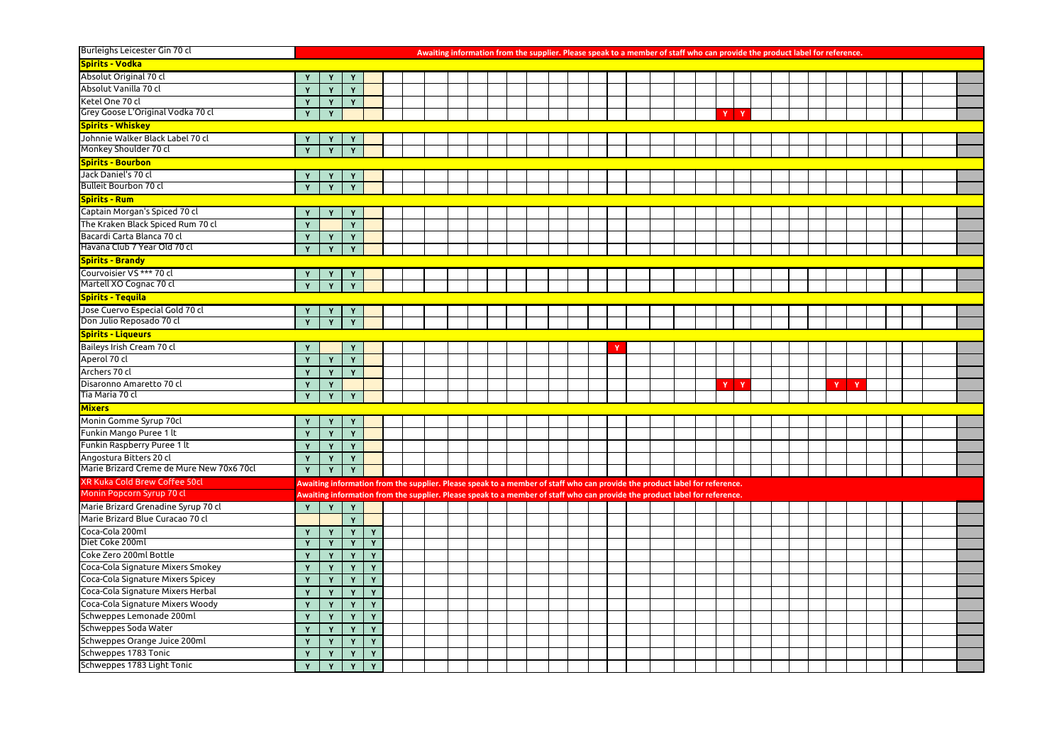| | | | | | | | | | | | | | | | | | | | | | | | | | | | | | | | | | |
|---|---|---|---|---|---|---|---|---|---|---|---|---|---|---|---|---|---|---|---|---|---|---|---|---|---|---|---|---|---|---|---|---|---|
| Burleighs Leicester Gin 70 cl | Awaiting information from the supplier. Please speak to a member of staff who can provide the product label for reference. | | | | | | | | | | | | | | | | | | | | | | | | | | | | | | | | |
| **Spirits - Vodka** | | | | | | | | | | | | | | | | | | | | | | | | | | | | | | | | | |
| Absolut Original 70 cl | Y | Y | Y | | | | | | | | | | | | | | | | | | | | | | | | | | | | | | |
| Absolut Vanilla 70 cl | Y | Y | Y | | | | | | | | | | | | | | | | | | | | | | | | | | | | | | |
| Ketel One 70 cl | Y | Y | Y | | | | | | | | | | | | | | | | | | | | | | | | | | | | | | |
| Grey Goose L'Original Vodka 70 cl | Y | Y | | | | | | | | | | | | | | | | | | | Y | Y | | | | | | | | | | | |
| **Spirits - Whiskey** | | | | | | | | | | | | | | | | | | | | | | | | | | | | | | | | | |
| Johnnie Walker Black Label 70 cl | Y | Y | Y | | | | | | | | | | | | | | | | | | | | | | | | | | | | | | |
| Monkey Shoulder 70 cl | Y | Y | Y | | | | | | | | | | | | | | | | | | | | | | | | | | | | | | |
| **Spirits - Bourbon** | | | | | | | | | | | | | | | | | | | | | | | | | | | | | | | | | |
| Jack Daniel's 70 cl | Y | Y | Y | | | | | | | | | | | | | | | | | | | | | | | | | | | | | | |
| Bulleit Bourbon 70 cl | Y | Y | Y | | | | | | | | | | | | | | | | | | | | | | | | | | | | | | |
| **Spirits - Rum** | | | | | | | | | | | | | | | | | | | | | | | | | | | | | | | | | |
| Captain Morgan's Spiced 70 cl | Y | Y | Y | | | | | | | | | | | | | | | | | | | | | | | | | | | | | | |
| The Kraken Black Spiced Rum 70 cl | Y | | Y | | | | | | | | | | | | | | | | | | | | | | | | | | | | | | |
| Bacardi Carta Blanca 70 cl | Y | Y | Y | | | | | | | | | | | | | | | | | | | | | | | | | | | | | | |
| Havana Club 7 Year Old 70 cl | Y | Y | Y | | | | | | | | | | | | | | | | | | | | | | | | | | | | | | |
| **Spirits - Brandy** | | | | | | | | | | | | | | | | | | | | | | | | | | | | | | | | | |
| Courvoisier VS *** 70 cl | Y | Y | Y | | | | | | | | | | | | | | | | | | | | | | | | | | | | | | |
| Martell XO Cognac 70 cl | Y | Y | Y | | | | | | | | | | | | | | | | | | | | | | | | | | | | | | |
| **Spirits - Tequila** | | | | | | | | | | | | | | | | | | | | | | | | | | | | | | | | | |
| Jose Cuervo Especial Gold 70 cl | Y | Y | Y | | | | | | | | | | | | | | | | | | | | | | | | | | | | | | |
| Don Julio Reposado 70 cl | Y | Y | Y | | | | | | | | | | | | | | | | | | | | | | | | | | | | | | |
| **Spirits - Liqueurs** | | | | | | | | | | | | | | | | | | | | | | | | | | | | | | | | | |
| Baileys Irish Cream 70 cl | Y | | Y | | | | | | | | | | | | | Y | | | | | | | | | | | | | | | | | |
| Aperol 70 cl | Y | Y | Y | | | | | | | | | | | | | | | | | | | | | | | | | | | | | | |
| Archers 70 cl | Y | Y | Y | | | | | | | | | | | | | | | | | | | | | | | | | | | | | | |
| Disaronno Amaretto 70 cl | Y | Y | | | | | | | | | | | | | | | | | | | Y | Y | | | | | Y | Y | | | | | |
| Tia Maria 70 cl | Y | Y | Y | | | | | | | | | | | | | | | | | | | | | | | | | | | | | | |
| **Mixers** | | | | | | | | | | | | | | | | | | | | | | | | | | | | | | | | | |
| Monin Gomme Syrup 70cl | Y | Y | Y | | | | | | | | | | | | | | | | | | | | | | | | | | | | | | |
| Funkin Mango Puree 1 lt | Y | Y | Y | | | | | | | | | | | | | | | | | | | | | | | | | | | | | | |
| Funkin Raspberry Puree 1 lt | Y | Y | Y | | | | | | | | | | | | | | | | | | | | | | | | | | | | | | |
| Angostura Bitters 20 cl | Y | Y | Y | | | | | | | | | | | | | | | | | | | | | | | | | | | | | | |
| Marie Brizard Creme de Mure New 70x6 70cl | Y | Y | Y | | | | | | | | | | | | | | | | | | | | | | | | | | | | | | |
| XR Kuka Cold Brew Coffee 50cl | Awaiting information from the supplier. Please speak to a member of staff who can provide the product label for reference. | | | | | | | | | | | | | | | | | | | | | | | | | | | | | | | | |
| Monin Popcorn Syrup 70 cl | Awaiting information from the supplier. Please speak to a member of staff who can provide the product label for reference. | | | | | | | | | | | | | | | | | | | | | | | | | | | | | | | | |
| Marie Brizard Grenadine Syrup 70 cl | Y | Y | Y | | | | | | | | | | | | | | | | | | | | | | | | | | | | | | |
| Marie Brizard Blue Curacao 70 cl | | | Y | | | | | | | | | | | | | | | | | | | | | | | | | | | | | | |
| Coca-Cola 200ml | Y | Y | Y | Y | | | | | | | | | | | | | | | | | | | | | | | | | | | | | |
| Diet Coke 200ml | Y | Y | Y | Y | | | | | | | | | | | | | | | | | | | | | | | | | | | | | |
| Coke Zero 200ml Bottle | Y | Y | Y | Y | | | | | | | | | | | | | | | | | | | | | | | | | | | | | |
| Coca-Cola Signature Mixers Smokey | Y | Y | Y | Y | | | | | | | | | | | | | | | | | | | | | | | | | | | | | |
| Coca-Cola Signature Mixers Spicey | Y | Y | Y | Y | | | | | | | | | | | | | | | | | | | | | | | | | | | | | |
| Coca-Cola Signature Mixers Herbal | Y | Y | Y | Y | | | | | | | | | | | | | | | | | | | | | | | | | | | | | |
| Coca-Cola Signature Mixers Woody | Y | Y | Y | Y | | | | | | | | | | | | | | | | | | | | | | | | | | | | | |
| Schweppes Lemonade 200ml | Y | Y | Y | Y | | | | | | | | | | | | | | | | | | | | | | | | | | | | | |
| Schweppes Soda Water | Y | Y | Y | Y | | | | | | | | | | | | | | | | | | | | | | | | | | | | | |
| Schweppes Orange Juice 200ml | Y | Y | Y | Y | | | | | | | | | | | | | | | | | | | | | | | | | | | | | |
| Schweppes 1783 Tonic | Y | Y | Y | Y | | | | | | | | | | | | | | | | | | | | | | | | | | | | | |
| Schweppes 1783 Light Tonic | Y | Y | Y | Y | | | | | | | | | | | | | | | | | | | | | | | | | | | | | |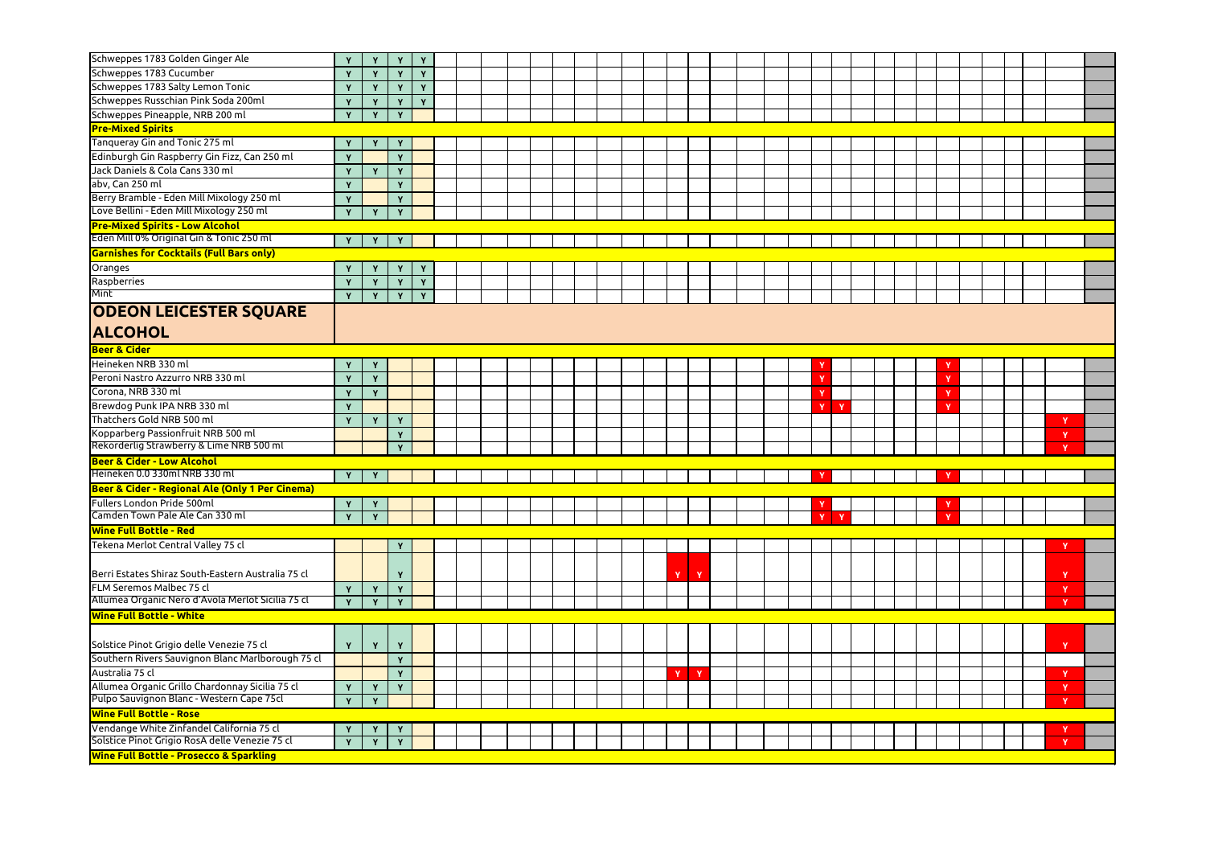| Product | | | | | | | | | | | | | | | | | | | | | | | | | | | | | | | | | | |
|---|---|---|---|---|---|---|---|---|---|---|---|---|---|---|---|---|---|---|---|---|---|---|---|---|---|---|---|---|---|---|---|---|---|---|
| Schweppes 1783 Golden Ginger Ale | Y | Y | Y | Y | | | | | | | | | | | | | | | | | | | | | | | | | | | | | | |
| Schweppes 1783 Cucumber | Y | Y | Y | Y | | | | | | | | | | | | | | | | | | | | | | | | | | | | | | |
| Schweppes 1783 Salty Lemon Tonic | Y | Y | Y | Y | | | | | | | | | | | | | | | | | | | | | | | | | | | | | | |
| Schweppes Russchian Pink Soda 200ml | Y | Y | Y | Y | | | | | | | | | | | | | | | | | | | | | | | | | | | | | | |
| Schweppes Pineapple, NRB 200 ml | Y | Y | Y | | | | | | | | | | | | | | | | | | | | | | | | | | | | | | | |
| **Pre-Mixed Spirits** | | | | | | | | | | | | | | | | | | | | | | | | | | | | | | | | | | |
| Tanqueray Gin and Tonic 275 ml | Y | Y | Y | | | | | | | | | | | | | | | | | | | | | | | | | | | | | | | |
| Edinburgh Gin Raspberry Gin Fizz, Can 250 ml | Y | | Y | | | | | | | | | | | | | | | | | | | | | | | | | | | | | | | |
| Jack Daniels & Cola Cans 330 ml | Y | Y | Y | | | | | | | | | | | | | | | | | | | | | | | | | | | | | | | |
| abv, Can 250 ml | Y | | Y | | | | | | | | | | | | | | | | | | | | | | | | | | | | | | | |
| Berry Bramble - Eden Mill Mixology 250 ml | Y | | Y | | | | | | | | | | | | | | | | | | | | | | | | | | | | | | | |
| Love Bellini - Eden Mill Mixology 250 ml | Y | Y | Y | | | | | | | | | | | | | | | | | | | | | | | | | | | | | | | |
| **Pre-Mixed Spirits - Low Alcohol** | | | | | | | | | | | | | | | | | | | | | | | | | | | | | | | | | | |
| Eden Mill 0% Original Gin & Tonic 250 ml | Y | Y | Y | | | | | | | | | | | | | | | | | | | | | | | | | | | | | | | |
| **Garnishes for Cocktails (Full Bars only)** | | | | | | | | | | | | | | | | | | | | | | | | | | | | | | | | | | |
| Oranges | Y | Y | Y | Y | | | | | | | | | | | | | | | | | | | | | | | | | | | | | | |
| Raspberries | Y | Y | Y | Y | | | | | | | | | | | | | | | | | | | | | | | | | | | | | | |
| Mint | Y | Y | Y | Y | | | | | | | | | | | | | | | | | | | | | | | | | | | | | | |
| **ODEON LEICESTER SQUARE ALCOHOL** | | | | | | | | | | | | | | | | | | | | | | | | | | | | | | | | | | |
| **Beer & Cider** | | | | | | | | | | | | | | | | | | | | | | | | | | | | | | | | | | |
| Heineken NRB 330 ml | Y | Y | | | | | | | | | | | | | | | | | | | | Y | | | | | | Y | | | | | | |
| Peroni Nastro Azzurro NRB 330 ml | Y | Y | | | | | | | | | | | | | | | | | | | | Y | | | | | | Y | | | | | | |
| Corona, NRB 330 ml | Y | Y | | | | | | | | | | | | | | | | | | | | Y | | | | | | Y | | | | | | |
| Brewdog Punk IPA NRB 330 ml | Y | | | | | | | | | | | | | | | | | | | | | Y | Y | | | | | Y | | | | | | |
| Thatchers Gold NRB 500 ml | Y | Y | Y | | | | | | | | | | | | | | | | | | | | | | | | | | | | | | Y | |
| Kopparberg Passionfruit NRB 500 ml | | | Y | | | | | | | | | | | | | | | | | | | | | | | | | | | | | | Y | |
| Rekorderlig Strawberry & Lime NRB 500 ml | | | Y | | | | | | | | | | | | | | | | | | | | | | | | | | | | | | Y | |
| **Beer & Cider - Low Alcohol** | | | | | | | | | | | | | | | | | | | | | | | | | | | | | | | | | | |
| Heineken 0.0 330ml NRB 330 ml | Y | Y | | | | | | | | | | | | | | | | | | | | Y | | | | | | Y | | | | | | |
| **Beer & Cider - Regional Ale (Only 1 Per Cinema)** | | | | | | | | | | | | | | | | | | | | | | | | | | | | | | | | | | |
| Fullers London Pride 500ml | Y | Y | | | | | | | | | | | | | | | | | | | | Y | | | | | | Y | | | | | | |
| Camden Town Pale Ale Can 330 ml | Y | Y | | | | | | | | | | | | | | | | | | | | Y | Y | | | | | Y | | | | | | |
| **Wine Full Bottle - Red** | | | | | | | | | | | | | | | | | | | | | | | | | | | | | | | | | | |
| Tekena Merlot Central Valley 75 cl | | | Y | | | | | | | | | | | | | | | | | | | | | | | | | | | | | | Y | |
| Berri Estates Shiraz South-Eastern Australia 75 cl | | | Y | | | | | | | | | | | | | Y | Y | | | | | | | | | | | | | | | | Y | |
| FLM Seremos Malbec 75 cl | Y | Y | Y | | | | | | | | | | | | | | | | | | | | | | | | | | | | | | Y | |
| Allumea Organic Nero d'Avola Merlot Sicilia 75 cl | Y | Y | Y | | | | | | | | | | | | | | | | | | | | | | | | | | | | | | Y | |
| **Wine Full Bottle - White** | | | | | | | | | | | | | | | | | | | | | | | | | | | | | | | | | | |
| Solstice Pinot Grigio delle Venezie 75 cl | Y | Y | Y | | | | | | | | | | | | | | | | | | | | | | | | | | | | | | Y | |
| Southern Rivers Sauvignon Blanc Marlborough 75 cl | | | Y | | | | | | | | | | | | | | | | | | | | | | | | | | | | | | | |
| Australia 75 cl | | | Y | | | | | | | | | | | | | Y | Y | | | | | | | | | | | | | | | | Y | |
| Allumea Organic Grillo Chardonnay Sicilia 75 cl | Y | Y | Y | | | | | | | | | | | | | | | | | | | | | | | | | | | | | | Y | |
| Pulpo Sauvignon Blanc - Western Cape 75cl | Y | Y | | | | | | | | | | | | | | | | | | | | | | | | | | | | | | | Y | |
| **Wine Full Bottle - Rose** | | | | | | | | | | | | | | | | | | | | | | | | | | | | | | | | | | |
| Vendange White Zinfandel California 75 cl | Y | Y | Y | | | | | | | | | | | | | | | | | | | | | | | | | | | | | | Y | |
| Solstice Pinot Grigio RosA delle Venezie 75 cl | Y | Y | Y | | | | | | | | | | | | | | | | | | | | | | | | | | | | | | Y | |
| **Wine Full Bottle - Prosecco & Sparkling** | | | | | | | | | | | | | | | | | | | | | | | | | | | | | | | | | | |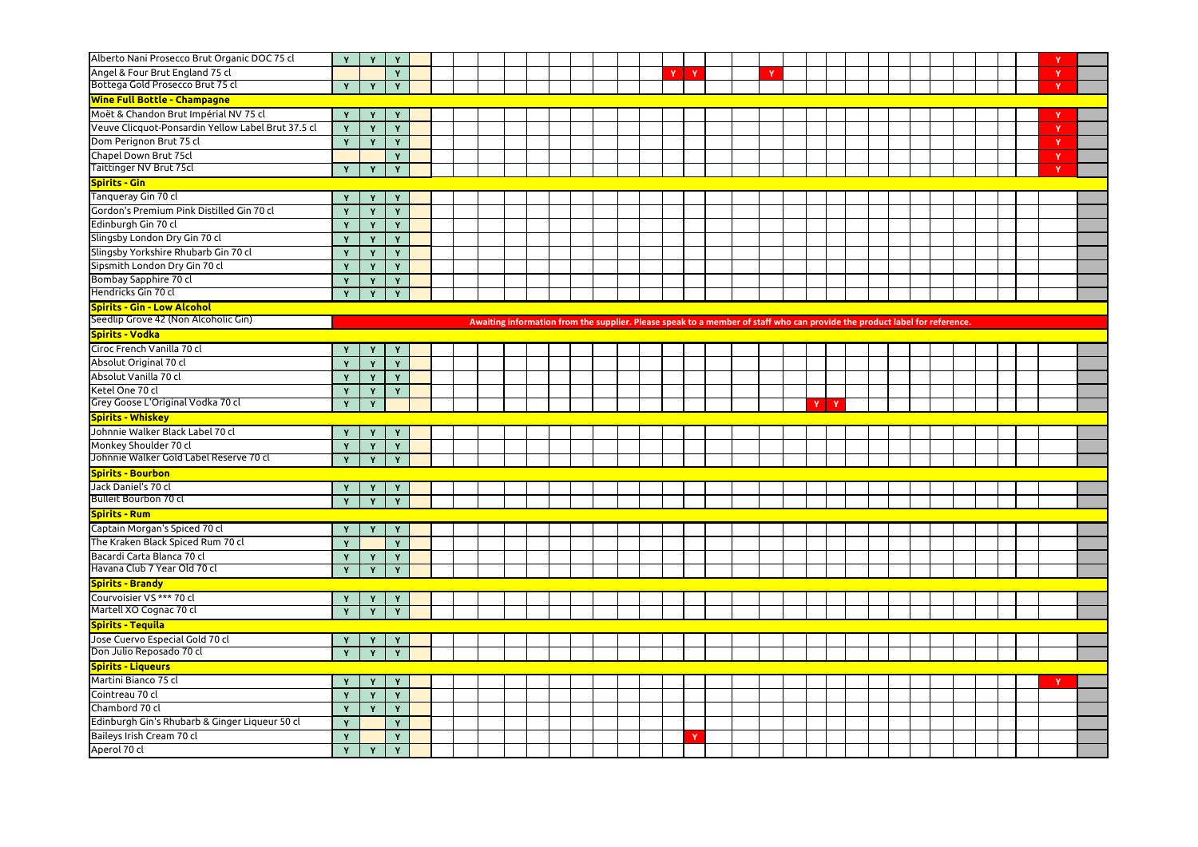| | | | | | | | | | | | | | | | | | | | | | | | | | | | | | | | | | |
|---|---|---|---|---|---|---|---|---|---|---|---|---|---|---|---|---|---|---|---|---|---|---|---|---|---|---|---|---|---|---|---|---|---|
| Alberto Nani Prosecco Brut Organic DOC 75 cl | Y | Y | Y | | | | | | | | | | | | | | | | | | | | | | | | | | | | | Y | |
| Angel & Four Brut England 75 cl | | | Y | | | | | | | | | | | | Y | Y | | | Y | | | | | | | | | | | | | Y | |
| Bottega Gold Prosecco Brut 75 cl | Y | Y | Y | | | | | | | | | | | | | | | | | | | | | | | | | | | | | Y | |
| **Wine Full Bottle - Champagne** | | | | | | | | | | | | | | | | | | | | | | | | | | | | | | | | | |
| Moët & Chandon Brut Impérial NV 75 cl | Y | Y | Y | | | | | | | | | | | | | | | | | | | | | | | | | | | | | Y | |
| Veuve Clicquot-Ponsardin Yellow Label Brut 37.5 cl | Y | Y | Y | | | | | | | | | | | | | | | | | | | | | | | | | | | | | Y | |
| Dom Perignon Brut 75 cl | Y | Y | Y | | | | | | | | | | | | | | | | | | | | | | | | | | | | | Y | |
| Chapel Down Brut 75cl | | | Y | | | | | | | | | | | | | | | | | | | | | | | | | | | | | Y | |
| Taittinger NV Brut 75cl | Y | Y | Y | | | | | | | | | | | | | | | | | | | | | | | | | | | | | Y | |
| **Spirits - Gin** | | | | | | | | | | | | | | | | | | | | | | | | | | | | | | | | | |
| Tanqueray Gin 70 cl | Y | Y | Y | | | | | | | | | | | | | | | | | | | | | | | | | | | | | | |
| Gordon's Premium Pink Distilled Gin 70 cl | Y | Y | Y | | | | | | | | | | | | | | | | | | | | | | | | | | | | | | |
| Edinburgh Gin 70 cl | Y | Y | Y | | | | | | | | | | | | | | | | | | | | | | | | | | | | | | |
| Slingsby London Dry Gin 70 cl | Y | Y | Y | | | | | | | | | | | | | | | | | | | | | | | | | | | | | | |
| Slingsby Yorkshire Rhubarb Gin 70 cl | Y | Y | Y | | | | | | | | | | | | | | | | | | | | | | | | | | | | | | |
| Sipsmith London Dry Gin 70 cl | Y | Y | Y | | | | | | | | | | | | | | | | | | | | | | | | | | | | | | |
| Bombay Sapphire 70 cl | Y | Y | Y | | | | | | | | | | | | | | | | | | | | | | | | | | | | | | |
| Hendricks Gin 70 cl | Y | Y | Y | | | | | | | | | | | | | | | | | | | | | | | | | | | | | | |
| **Spirits - Gin - Low Alcohol** | | | | | | | | | | | | | | | | | | | | | | | | | | | | | | | | | |
| Seedlip Grove 42 (Non Alcoholic Gin) | Awaiting information from the supplier. Please speak to a member of staff who can provide the product label for reference. | | | | | | | | | | | | | | | | | | | | | | | | | | | | | | | | |
| **Spirits - Vodka** | | | | | | | | | | | | | | | | | | | | | | | | | | | | | | | | | |
| Ciroc French Vanilla 70 cl | Y | Y | Y | | | | | | | | | | | | | | | | | | | | | | | | | | | | | | |
| Absolut Original 70 cl | Y | Y | Y | | | | | | | | | | | | | | | | | | | | | | | | | | | | | | |
| Absolut Vanilla 70 cl | Y | Y | Y | | | | | | | | | | | | | | | | | | | | | | | | | | | | | | |
| Ketel One 70 cl | Y | Y | Y | | | | | | | | | | | | | | | | | | | | | | | | | | | | | | |
| Grey Goose L'Original Vodka 70 cl | Y | Y | | | | | | | | | | | | | | | | | | | Y | Y | | | | | | | | | | | |
| **Spirits - Whiskey** | | | | | | | | | | | | | | | | | | | | | | | | | | | | | | | | | |
| Johnnie Walker Black Label 70 cl | Y | Y | Y | | | | | | | | | | | | | | | | | | | | | | | | | | | | | | |
| Monkey Shoulder 70 cl | Y | Y | Y | | | | | | | | | | | | | | | | | | | | | | | | | | | | | | |
| Johnnie Walker Gold Label Reserve 70 cl | Y | Y | Y | | | | | | | | | | | | | | | | | | | | | | | | | | | | | | |
| **Spirits - Bourbon** | | | | | | | | | | | | | | | | | | | | | | | | | | | | | | | | | |
| Jack Daniel's 70 cl | Y | Y | Y | | | | | | | | | | | | | | | | | | | | | | | | | | | | | | |
| Bulleit Bourbon 70 cl | Y | Y | Y | | | | | | | | | | | | | | | | | | | | | | | | | | | | | | |
| **Spirits - Rum** | | | | | | | | | | | | | | | | | | | | | | | | | | | | | | | | | |
| Captain Morgan's Spiced 70 cl | Y | Y | Y | | | | | | | | | | | | | | | | | | | | | | | | | | | | | | |
| The Kraken Black Spiced Rum 70 cl | Y | | Y | | | | | | | | | | | | | | | | | | | | | | | | | | | | | | |
| Bacardi Carta Blanca 70 cl | Y | Y | Y | | | | | | | | | | | | | | | | | | | | | | | | | | | | | | |
| Havana Club 7 Year Old 70 cl | Y | Y | Y | | | | | | | | | | | | | | | | | | | | | | | | | | | | | | |
| **Spirits - Brandy** | | | | | | | | | | | | | | | | | | | | | | | | | | | | | | | | | |
| Courvoisier VS *** 70 cl | Y | Y | Y | | | | | | | | | | | | | | | | | | | | | | | | | | | | | | |
| Martell XO Cognac 70 cl | Y | Y | Y | | | | | | | | | | | | | | | | | | | | | | | | | | | | | | |
| **Spirits - Tequila** | | | | | | | | | | | | | | | | | | | | | | | | | | | | | | | | | |
| Jose Cuervo Especial Gold 70 cl | Y | Y | Y | | | | | | | | | | | | | | | | | | | | | | | | | | | | | | |
| Don Julio Reposado 70 cl | Y | Y | Y | | | | | | | | | | | | | | | | | | | | | | | | | | | | | | |
| **Spirits - Liqueurs** | | | | | | | | | | | | | | | | | | | | | | | | | | | | | | | | | |
| Martini Bianco 75 cl | Y | Y | Y | | | | | | | | | | | | | | | | | | | | | | | | | | | | | Y | |
| Cointreau 70 cl | Y | Y | Y | | | | | | | | | | | | | | | | | | | | | | | | | | | | | | |
| Chambord 70 cl | Y | Y | Y | | | | | | | | | | | | | | | | | | | | | | | | | | | | | | |
| Edinburgh Gin's Rhubarb & Ginger Liqueur 50 cl | Y | | Y | | | | | | | | | | | | | | | | | | | | | | | | | | | | | | |
| Baileys Irish Cream 70 cl | Y | | Y | | | | | | | | | | | | | Y | | | | | | | | | | | | | | | | | |
| Aperol 70 cl | Y | Y | Y | | | | | | | | | | | | | | | | | | | | | | | | | | | | | | |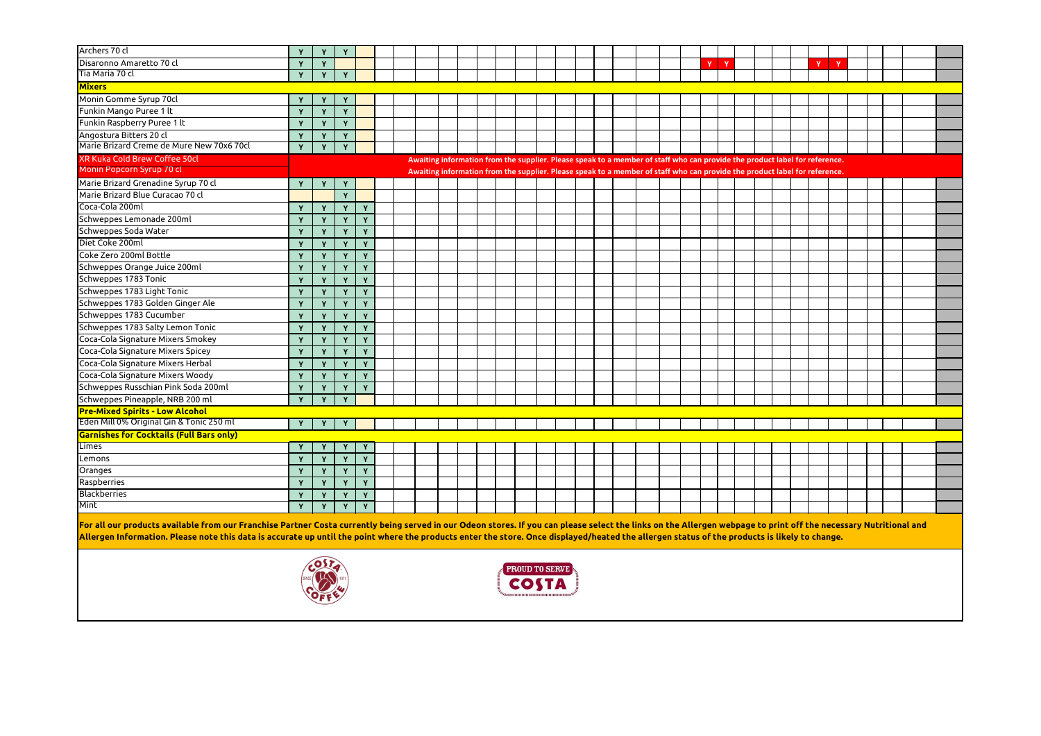| | | | | | | | | | | | | | | | | | | | | | | | | | | | | | | | | | | |
|---|---|---|---|---|---|---|---|---|---|---|---|---|---|---|---|---|---|---|---|---|---|---|---|---|---|---|---|---|---|---|---|---|---|---|
| Archers 70 cl | Y | Y | Y | | | | | | | | | | | | | | | | | | | | | | | | | | | | | | | |
| Disaronno Amaretto 70 cl | Y | Y | | | | | | | | | | | | | | | | | | | | Y | Y | | | | | Y | Y | | | | | |
| Tia Maria 70 cl | Y | Y | Y | | | | | | | | | | | | | | | | | | | | | | | | | | | | | | | |
| **Mixers** | | | | | | | | | | | | | | | | | | | | | | | | | | | | | | | | | | |
| Monin Gomme Syrup 70cl | Y | Y | Y | | | | | | | | | | | | | | | | | | | | | | | | | | | | | | | |
| Funkin Mango Puree 1 lt | Y | Y | Y | | | | | | | | | | | | | | | | | | | | | | | | | | | | | | | |
| Funkin Raspberry Puree 1 lt | Y | Y | Y | | | | | | | | | | | | | | | | | | | | | | | | | | | | | | | |
| Angostura Bitters 20 cl | Y | Y | Y | | | | | | | | | | | | | | | | | | | | | | | | | | | | | | | |
| Marie Brizard Creme de Mure New 70x6 70cl | Y | Y | Y | | | | | | | | | | | | | | | | | | | | | | | | | | | | | | | |
| XR Kuka Cold Brew Coffee 50cl | Awaiting information from the supplier. Please speak to a member of staff who can provide the product label for reference. | | | | | | | | | | | | | | | | | | | | | | | | | | | | | | | | | |
| Monin Popcorn Syrup 70 cl | Awaiting information from the supplier. Please speak to a member of staff who can provide the product label for reference. | | | | | | | | | | | | | | | | | | | | | | | | | | | | | | | | | |
| Marie Brizard Grenadine Syrup 70 cl | Y | Y | Y | | | | | | | | | | | | | | | | | | | | | | | | | | | | | | | |
| Marie Brizard Blue Curacao 70 cl | | | Y | | | | | | | | | | | | | | | | | | | | | | | | | | | | | | | |
| Coca-Cola 200ml | Y | Y | Y | Y | | | | | | | | | | | | | | | | | | | | | | | | | | | | | | |
| Schweppes Lemonade 200ml | Y | Y | Y | Y | | | | | | | | | | | | | | | | | | | | | | | | | | | | | | |
| Schweppes Soda Water | Y | Y | Y | Y | | | | | | | | | | | | | | | | | | | | | | | | | | | | | | |
| Diet Coke 200ml | Y | Y | Y | Y | | | | | | | | | | | | | | | | | | | | | | | | | | | | | | |
| Coke Zero 200ml Bottle | Y | Y | Y | Y | | | | | | | | | | | | | | | | | | | | | | | | | | | | | | |
| Schweppes Orange Juice 200ml | Y | Y | Y | Y | | | | | | | | | | | | | | | | | | | | | | | | | | | | | | |
| Schweppes 1783 Tonic | Y | Y | Y | Y | | | | | | | | | | | | | | | | | | | | | | | | | | | | | | |
| Schweppes 1783 Light Tonic | Y | Y | Y | Y | | | | | | | | | | | | | | | | | | | | | | | | | | | | | | |
| Schweppes 1783 Golden Ginger Ale | Y | Y | Y | Y | | | | | | | | | | | | | | | | | | | | | | | | | | | | | | |
| Schweppes 1783 Cucumber | Y | Y | Y | Y | | | | | | | | | | | | | | | | | | | | | | | | | | | | | | |
| Schweppes 1783 Salty Lemon Tonic | Y | Y | Y | Y | | | | | | | | | | | | | | | | | | | | | | | | | | | | | | |
| Coca-Cola Signature Mixers Smokey | Y | Y | Y | Y | | | | | | | | | | | | | | | | | | | | | | | | | | | | | | |
| Coca-Cola Signature Mixers Spicey | Y | Y | Y | Y | | | | | | | | | | | | | | | | | | | | | | | | | | | | | | |
| Coca-Cola Signature Mixers Herbal | Y | Y | Y | Y | | | | | | | | | | | | | | | | | | | | | | | | | | | | | | |
| Coca-Cola Signature Mixers Woody | Y | Y | Y | Y | | | | | | | | | | | | | | | | | | | | | | | | | | | | | | |
| Schweppes Russchian Pink Soda 200ml | Y | Y | Y | Y | | | | | | | | | | | | | | | | | | | | | | | | | | | | | | |
| Schweppes Pineapple, NRB 200 ml | Y | Y | Y | | | | | | | | | | | | | | | | | | | | | | | | | | | | | | | |
| **Pre-Mixed Spirits - Low Alcohol** | | | | | | | | | | | | | | | | | | | | | | | | | | | | | | | | | | |
| Eden Mill 0% Original Gin & Tonic 250 ml | Y | Y | Y | | | | | | | | | | | | | | | | | | | | | | | | | | | | | | | |
| **Garnishes for Cocktails (Full Bars only)** | | | | | | | | | | | | | | | | | | | | | | | | | | | | | | | | | | |
| Limes | Y | Y | Y | Y | | | | | | | | | | | | | | | | | | | | | | | | | | | | | | |
| Lemons | Y | Y | Y | Y | | | | | | | | | | | | | | | | | | | | | | | | | | | | | | |
| Oranges | Y | Y | Y | Y | | | | | | | | | | | | | | | | | | | | | | | | | | | | | | |
| Raspberries | Y | Y | Y | Y | | | | | | | | | | | | | | | | | | | | | | | | | | | | | | |
| Blackberries | Y | Y | Y | Y | | | | | | | | | | | | | | | | | | | | | | | | | | | | | | |
| Mint | Y | Y | Y | Y | | | | | | | | | | | | | | | | | | | | | | | | | | | | | | |

**For all our products available from our Franchise Partner Costa currently being served in our Odeon stores. If you can please select the links on the Allergen webpage to print off the necessary Nutritional and Allergen Information. Please note this data is accurate up until the point where the products enter the store. Once displayed/heated the allergen status of the products is likely to change.**